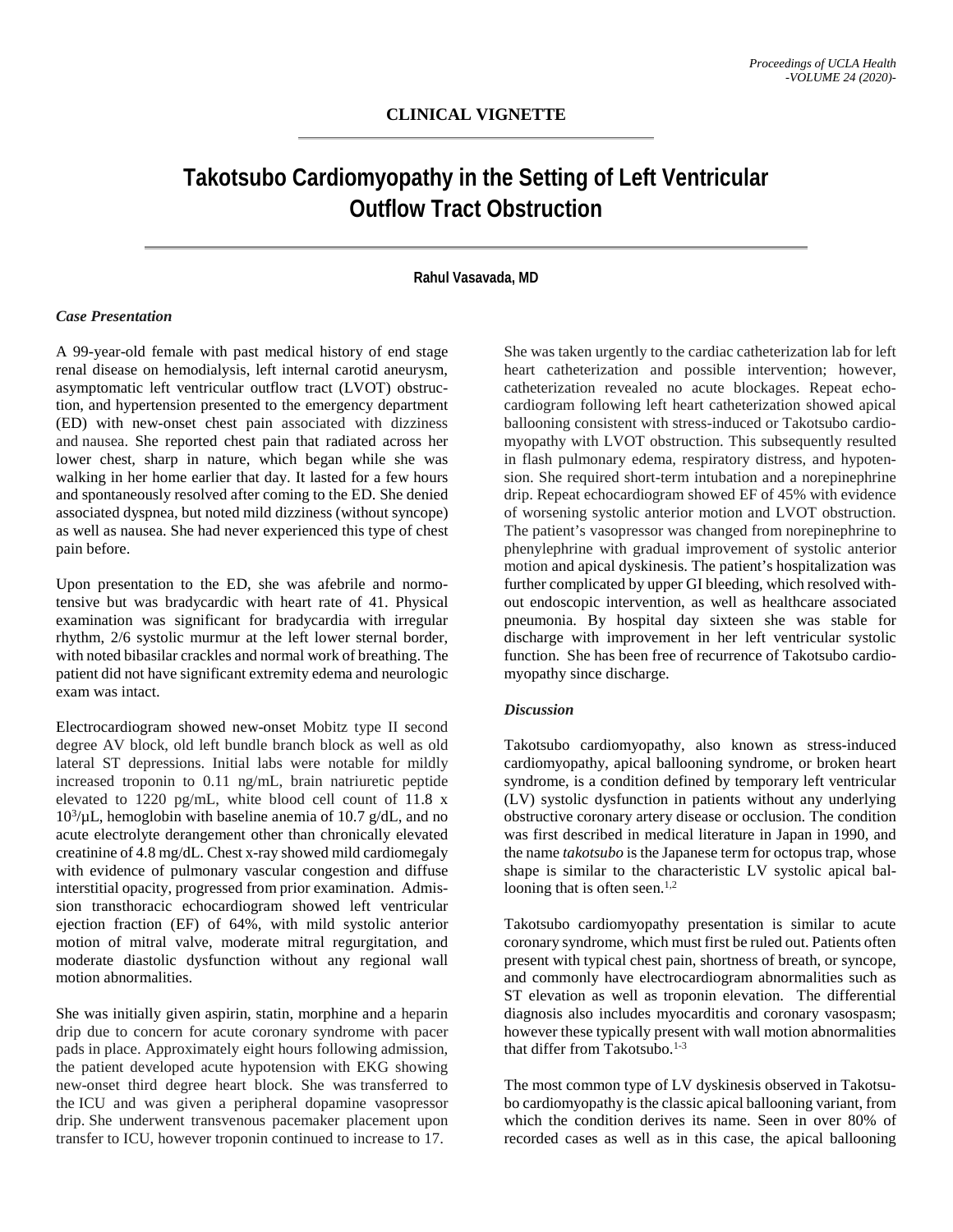## CLINICAL VIGNETTE

# Takotsubo Cardiomyopathy in the Setting of Left Ventricular Outflow Tract Obstruction

**Rahul Vasavada, MD**

### *Case Presentation*

A 99-year-old female with past medical history of end stage renal disease on hemodialysis, left internal carotid aneurysm, asymptomatic left ventricular outflow tract (LVOT) obstruction, and hypertension presented to the emergency department (ED) with new-onset chest pain associated with dizziness and nausea. She reported chest pain that radiated across her lower chest, sharp in nature, which began while she was walking in her home earlier that day. It lasted for a few hours and spontaneously resolved after coming to the ED. She denied associated dyspnea, but noted mild dizziness (without syncope) as well as nausea. She had never experienced this type of chest pain before.

Upon presentation to the ED, she was afebrile and normotensive but was bradycardic with heart rate of 41. Physical examination was significant for bradycardia with irregular rhythm, 2/6 systolic murmur at the left lower sternal border, with noted bibasilar crackles and normal work of breathing. The patient did not have significant extremity edema and neurologic exam was intact.

Electrocardiogram showed new-onset Mobitz type II second degree AV block, old left bundle branch block as well as old lateral ST depressions. Initial labs were notable for mildly increased troponin to 0.11 ng/mL, brain natriuretic peptide elevated to 1220 pg/mL, white blood cell count of 11.8 x $10^3$/µL, hemoglobin with baseline anemia of 10.7 g/dL, and no acute electrolyte derangement other than chronically elevated creatinine of 4.8 mg/dL. Chest x-ray showed mild cardiomegaly with evidence of pulmonary vascular congestion and diffuse interstitial opacity, progressed from prior examination. Admission transthoracic echocardiogram showed left ventricular ejection fraction (EF) of 64%, with mild systolic anterior motion of mitral valve, moderate mitral regurgitation, and moderate diastolic dysfunction without any regional wall motion abnormalities.

She was initially given aspirin, statin, morphine and a heparin drip due to concern for acute coronary syndrome with pacer pads in place. Approximately eight hours following admission, the patient developed acute hypotension with EKG showing new-onset third degree heart block. She was transferred to the ICU and was given a peripheral dopamine vasopressor drip. She underwent transvenous pacemaker placement upon transfer to ICU, however troponin continued to increase to 17. She was taken urgently to the cardiac catheterization lab for left heart catheterization and possible intervention; however, catheterization revealed no acute blockages. Repeat echocardiogram following left heart catheterization showed apical ballooning consistent with stress-induced or Takotsubo cardiomyopathy with LVOT obstruction. This subsequently resulted in flash pulmonary edema, respiratory distress, and hypotension. She required short-term intubation and a norepinephrine drip. Repeat echocardiogram showed EF of 45% with evidence of worsening systolic anterior motion and LVOT obstruction. The patient's vasopressor was changed from norepinephrine to phenylephrine with gradual improvement of systolic anterior motion and apical dyskinesis. The patient's hospitalization was further complicated by upper GI bleeding, which resolved without endoscopic intervention, as well as healthcare associated pneumonia. By hospital day sixteen she was stable for discharge with improvement in her left ventricular systolic function. She has been free of recurrence of Takotsubo cardiomyopathy since discharge.

### *Discussion*

Takotsubo cardiomyopathy, also known as stress-induced cardiomyopathy, apical ballooning syndrome, or broken heart syndrome, is a condition defined by temporary left ventricular (LV) systolic dysfunction in patients without any underlying obstructive coronary artery disease or occlusion. The condition was first described in medical literature in Japan in 1990, and the name *takotsubo* is the Japanese term for octopus trap, whose shape is similar to the characteristic LV systolic apical ballooning that is often seen.[1,2]

Takotsubo cardiomyopathy presentation is similar to acute coronary syndrome, which must first be ruled out. Patients often present with typical chest pain, shortness of breath, or syncope, and commonly have electrocardiogram abnormalities such as ST elevation as well as troponin elevation. The differential diagnosis also includes myocarditis and coronary vasospasm; however these typically present with wall motion abnormalities that differ from Takotsubo.[1-3]

The most common type of LV dyskinesis observed in Takotsubo cardiomyopathy is the classic apical ballooning variant, from which the condition derives its name. Seen in over 80% of recorded cases as well as in this case, the apical ballooning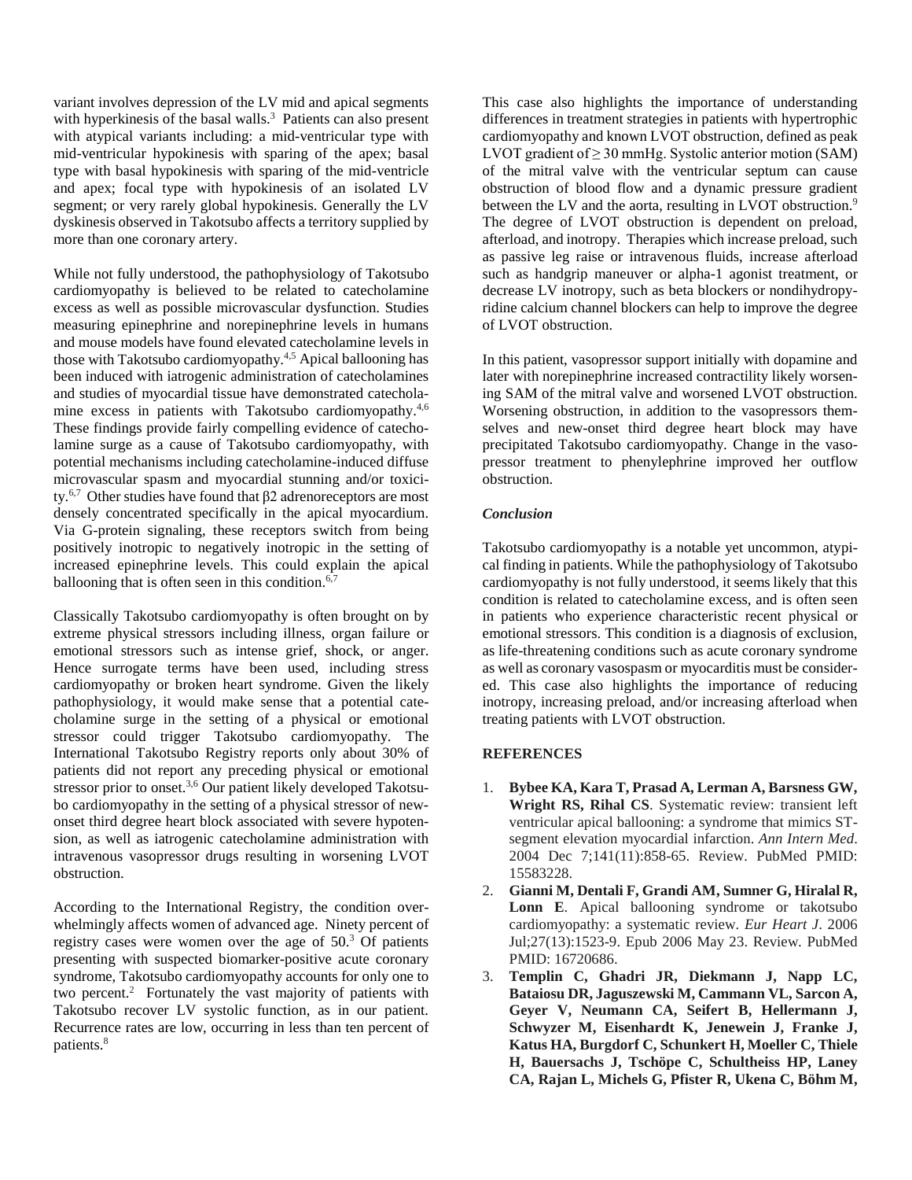variant involves depression of the LV mid and apical segments with hyperkinesis of the basal walls.[3] Patients can also present with atypical variants including: a mid-ventricular type with mid-ventricular hypokinesis with sparing of the apex; basal type with basal hypokinesis with sparing of the mid-ventricle and apex; focal type with hypokinesis of an isolated LV segment; or very rarely global hypokinesis. Generally the LV dyskinesis observed in Takotsubo affects a territory supplied by more than one coronary artery.

While not fully understood, the pathophysiology of Takotsubo cardiomyopathy is believed to be related to catecholamine excess as well as possible microvascular dysfunction. Studies measuring epinephrine and norepinephrine levels in humans and mouse models have found elevated catecholamine levels in those with Takotsubo cardiomyopathy.[4,5] Apical ballooning has been induced with iatrogenic administration of catecholamines and studies of myocardial tissue have demonstrated catecholamine excess in patients with Takotsubo cardiomyopathy.[4,6] These findings provide fairly compelling evidence of catecholamine surge as a cause of Takotsubo cardiomyopathy, with potential mechanisms including catecholamine-induced diffuse microvascular spasm and myocardial stunning and/or toxicity.[6,7] Other studies have found that β2 adrenoreceptors are most densely concentrated specifically in the apical myocardium. Via G-protein signaling, these receptors switch from being positively inotropic to negatively inotropic in the setting of increased epinephrine levels. This could explain the apical ballooning that is often seen in this condition.[6,7]

Classically Takotsubo cardiomyopathy is often brought on by extreme physical stressors including illness, organ failure or emotional stressors such as intense grief, shock, or anger. Hence surrogate terms have been used, including stress cardiomyopathy or broken heart syndrome. Given the likely pathophysiology, it would make sense that a potential catecholamine surge in the setting of a physical or emotional stressor could trigger Takotsubo cardiomyopathy. The International Takotsubo Registry reports only about 30% of patients did not report any preceding physical or emotional stressor prior to onset.[3,6] Our patient likely developed Takotsubo cardiomyopathy in the setting of a physical stressor of new-onset third degree heart block associated with severe hypotension, as well as iatrogenic catecholamine administration with intravenous vasopressor drugs resulting in worsening LVOT obstruction.

According to the International Registry, the condition overwhelmingly affects women of advanced age. Ninety percent of registry cases were women over the age of 50.[3] Of patients presenting with suspected biomarker-positive acute coronary syndrome, Takotsubo cardiomyopathy accounts for only one to two percent.[2] Fortunately the vast majority of patients with Takotsubo recover LV systolic function, as in our patient. Recurrence rates are low, occurring in less than ten percent of patients.[8]

This case also highlights the importance of understanding differences in treatment strategies in patients with hypertrophic cardiomyopathy and known LVOT obstruction, defined as peak LVOT gradient of ≥ 30 mmHg. Systolic anterior motion (SAM) of the mitral valve with the ventricular septum can cause obstruction of blood flow and a dynamic pressure gradient between the LV and the aorta, resulting in LVOT obstruction.[9] The degree of LVOT obstruction is dependent on preload, afterload, and inotropy. Therapies which increase preload, such as passive leg raise or intravenous fluids, increase afterload such as handgrip maneuver or alpha-1 agonist treatment, or decrease LV inotropy, such as beta blockers or nondihydropyridine calcium channel blockers can help to improve the degree of LVOT obstruction.

In this patient, vasopressor support initially with dopamine and later with norepinephrine increased contractility likely worsening SAM of the mitral valve and worsened LVOT obstruction. Worsening obstruction, in addition to the vasopressors themselves and new-onset third degree heart block may have precipitated Takotsubo cardiomyopathy. Change in the vasopressor treatment to phenylephrine improved her outflow obstruction.

### *Conclusion*

Takotsubo cardiomyopathy is a notable yet uncommon, atypical finding in patients. While the pathophysiology of Takotsubo cardiomyopathy is not fully understood, it seems likely that this condition is related to catecholamine excess, and is often seen in patients who experience characteristic recent physical or emotional stressors. This condition is a diagnosis of exclusion, as life-threatening conditions such as acute coronary syndrome as well as coronary vasospasm or myocarditis must be considered. This case also highlights the importance of reducing inotropy, increasing preload, and/or increasing afterload when treating patients with LVOT obstruction.

## REFERENCES

1. **Bybee KA, Kara T, Prasad A, Lerman A, Barsness GW, Wright RS, Rihal CS**. Systematic review: transient left ventricular apical ballooning: a syndrome that mimics ST-segment elevation myocardial infarction. *Ann Intern Med*. 2004 Dec 7;141(11):858-65. Review. PubMed PMID: 15583228.
2. **Gianni M, Dentali F, Grandi AM, Sumner G, Hiralal R, Lonn E**. Apical ballooning syndrome or takotsubo cardiomyopathy: a systematic review. *Eur Heart J*. 2006 Jul;27(13):1523-9. Epub 2006 May 23. Review. PubMed PMID: 16720686.
3. **Templin C, Ghadri JR, Diekmann J, Napp LC, Bataiosu DR, Jaguszewski M, Cammann VL, Sarcon A, Geyer V, Neumann CA, Seifert B, Hellermann J, Schwyzer M, Eisenhardt K, Jenewein J, Franke J, Katus HA, Burgdorf C, Schunkert H, Moeller C, Thiele H, Bauersachs J, Tschöpe C, Schultheiss HP, Laney CA, Rajan L, Michels G, Pfister R, Ukena C, Böhm M,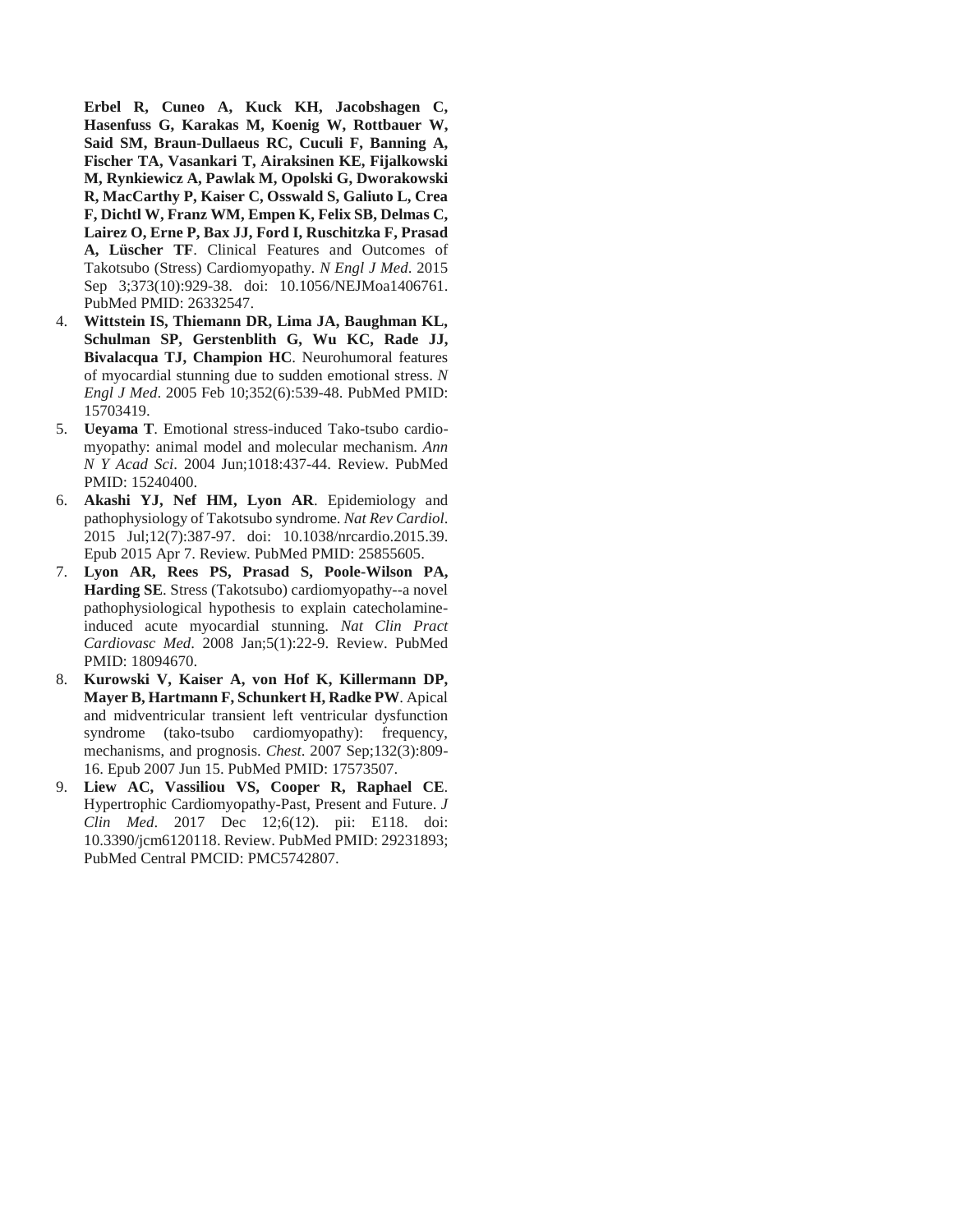**Erbel R, Cuneo A, Kuck KH, Jacobshagen C, Hasenfuss G, Karakas M, Koenig W, Rottbauer W, Said SM, Braun-Dullaeus RC, Cuculi F, Banning A, Fischer TA, Vasankari T, Airaksinen KE, Fijalkowski M, Rynkiewicz A, Pawlak M, Opolski G, Dworakowski R, MacCarthy P, Kaiser C, Osswald S, Galiuto L, Crea F, Dichtl W, Franz WM, Empen K, Felix SB, Delmas C, Lairez O, Erne P, Bax JJ, Ford I, Ruschitzka F, Prasad A, Lüscher TF**. Clinical Features and Outcomes of Takotsubo (Stress) Cardiomyopathy. *N Engl J Med*. 2015 Sep 3;373(10):929-38. doi: 10.1056/NEJMoa1406761. PubMed PMID: 26332547.

4. **Wittstein IS, Thiemann DR, Lima JA, Baughman KL, Schulman SP, Gerstenblith G, Wu KC, Rade JJ, Bivalacqua TJ, Champion HC**. Neurohumoral features of myocardial stunning due to sudden emotional stress. *N Engl J Med*. 2005 Feb 10;352(6):539-48. PubMed PMID: 15703419.
5. **Ueyama T**. Emotional stress-induced Tako-tsubo cardiomyopathy: animal model and molecular mechanism. *Ann N Y Acad Sci*. 2004 Jun;1018:437-44. Review. PubMed PMID: 15240400.
6. **Akashi YJ, Nef HM, Lyon AR**. Epidemiology and pathophysiology of Takotsubo syndrome. *Nat Rev Cardiol*. 2015 Jul;12(7):387-97. doi: 10.1038/nrcardio.2015.39. Epub 2015 Apr 7. Review. PubMed PMID: 25855605.
7. **Lyon AR, Rees PS, Prasad S, Poole-Wilson PA, Harding SE**. Stress (Takotsubo) cardiomyopathy--a novel pathophysiological hypothesis to explain catecholamine-induced acute myocardial stunning. *Nat Clin Pract Cardiovasc Med*. 2008 Jan;5(1):22-9. Review. PubMed PMID: 18094670.
8. **Kurowski V, Kaiser A, von Hof K, Killermann DP, Mayer B, Hartmann F, Schunkert H, Radke PW**. Apical and midventricular transient left ventricular dysfunction syndrome (tako-tsubo cardiomyopathy): frequency, mechanisms, and prognosis. *Chest*. 2007 Sep;132(3):809-16. Epub 2007 Jun 15. PubMed PMID: 17573507.
9. **Liew AC, Vassiliou VS, Cooper R, Raphael CE**. Hypertrophic Cardiomyopathy-Past, Present and Future. *J Clin Med*. 2017 Dec 12;6(12). pii: E118. doi: 10.3390/jcm6120118. Review. PubMed PMID: 29231893; PubMed Central PMCID: PMC5742807.